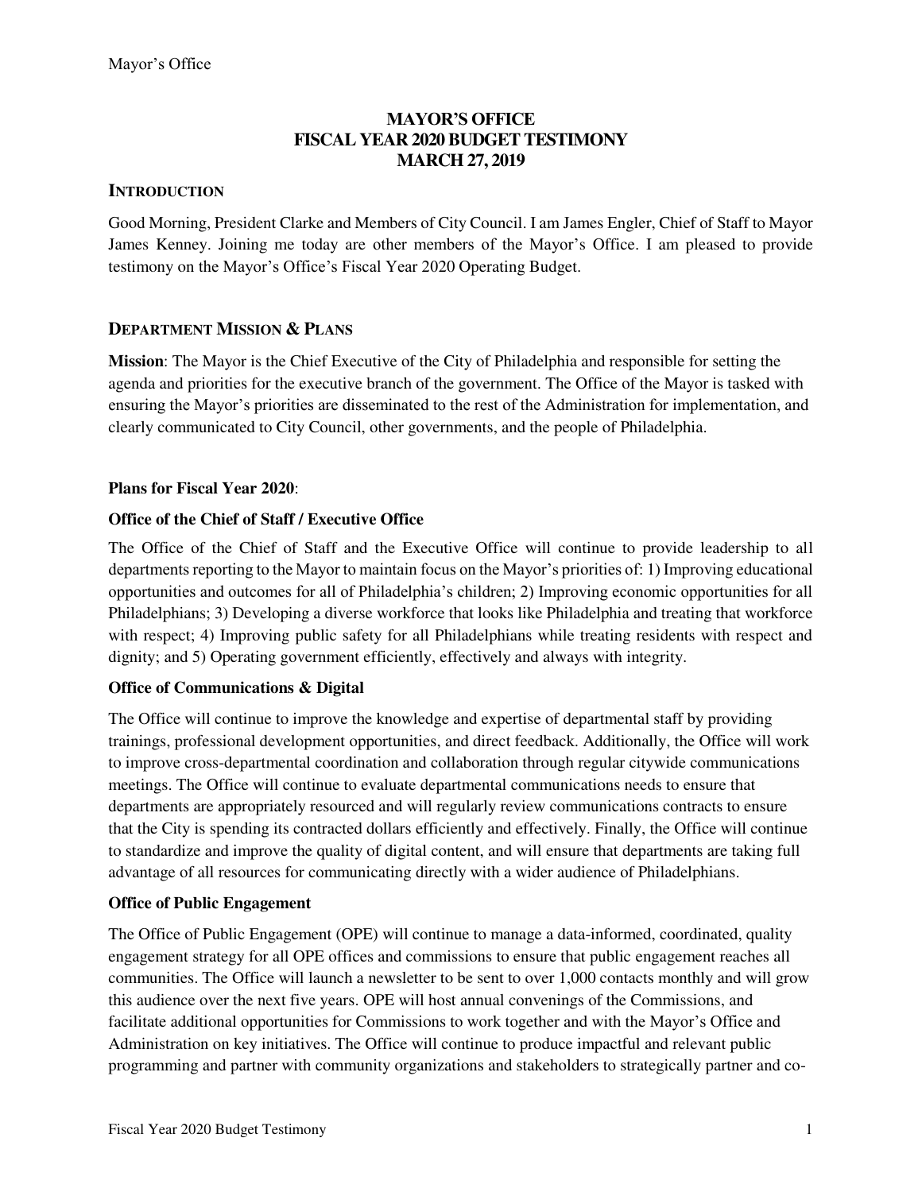# MAYOR'S OFFICE
# FISCAL YEAR 2020 BUDGET TESTIMONY
# MARCH 27, 2019

## INTRODUCTION

Good Morning, President Clarke and Members of City Council. I am James Engler, Chief of Staff to Mayor James Kenney. Joining me today are other members of the Mayor's Office. I am pleased to provide testimony on the Mayor's Office's Fiscal Year 2020 Operating Budget.

## DEPARTMENT MISSION & PLANS

**Mission**: The Mayor is the Chief Executive of the City of Philadelphia and responsible for setting the agenda and priorities for the executive branch of the government. The Office of the Mayor is tasked with ensuring the Mayor's priorities are disseminated to the rest of the Administration for implementation, and clearly communicated to City Council, other governments, and the people of Philadelphia.

**Plans for Fiscal Year 2020**:

**Office of the Chief of Staff / Executive Office**

The Office of the Chief of Staff and the Executive Office will continue to provide leadership to all departments reporting to the Mayor to maintain focus on the Mayor's priorities of: 1) Improving educational opportunities and outcomes for all of Philadelphia's children; 2) Improving economic opportunities for all Philadelphians; 3) Developing a diverse workforce that looks like Philadelphia and treating that workforce with respect; 4) Improving public safety for all Philadelphians while treating residents with respect and dignity; and 5) Operating government efficiently, effectively and always with integrity.

**Office of Communications & Digital**

The Office will continue to improve the knowledge and expertise of departmental staff by providing trainings, professional development opportunities, and direct feedback. Additionally, the Office will work to improve cross-departmental coordination and collaboration through regular citywide communications meetings. The Office will continue to evaluate departmental communications needs to ensure that departments are appropriately resourced and will regularly review communications contracts to ensure that the City is spending its contracted dollars efficiently and effectively. Finally, the Office will continue to standardize and improve the quality of digital content, and will ensure that departments are taking full advantage of all resources for communicating directly with a wider audience of Philadelphians.

**Office of Public Engagement**

The Office of Public Engagement (OPE) will continue to manage a data-informed, coordinated, quality engagement strategy for all OPE offices and commissions to ensure that public engagement reaches all communities. The Office will launch a newsletter to be sent to over 1,000 contacts monthly and will grow this audience over the next five years. OPE will host annual convenings of the Commissions, and facilitate additional opportunities for Commissions to work together and with the Mayor's Office and Administration on key initiatives. The Office will continue to produce impactful and relevant public programming and partner with community organizations and stakeholders to strategically partner and co-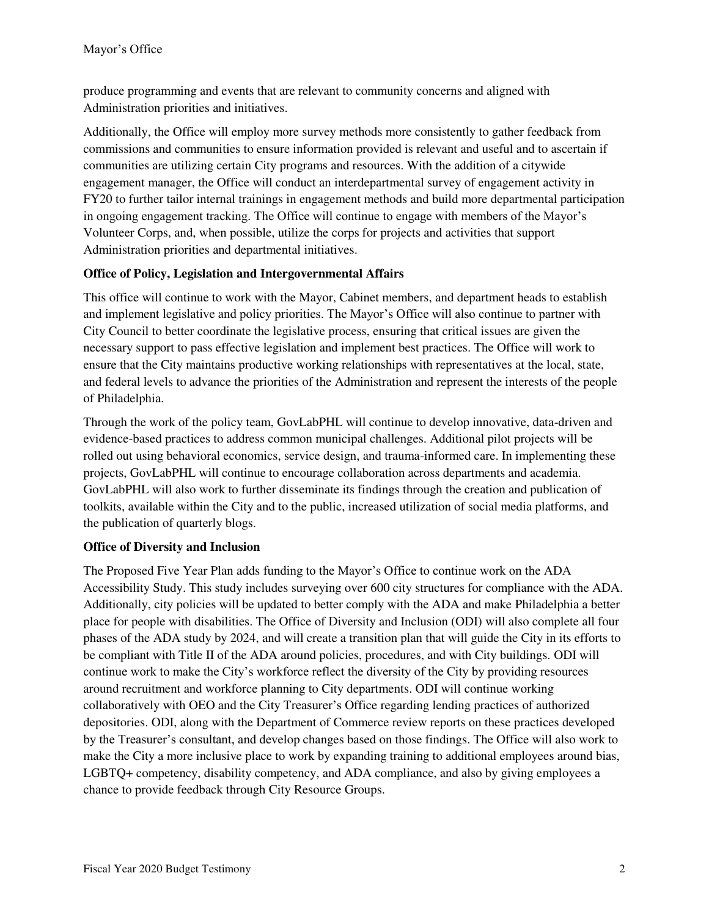produce programming and events that are relevant to community concerns and aligned with Administration priorities and initiatives.

Additionally, the Office will employ more survey methods more consistently to gather feedback from commissions and communities to ensure information provided is relevant and useful and to ascertain if communities are utilizing certain City programs and resources. With the addition of a citywide engagement manager, the Office will conduct an interdepartmental survey of engagement activity in FY20 to further tailor internal trainings in engagement methods and build more departmental participation in ongoing engagement tracking. The Office will continue to engage with members of the Mayor's Volunteer Corps, and, when possible, utilize the corps for projects and activities that support Administration priorities and departmental initiatives.

**Office of Policy, Legislation and Intergovernmental Affairs**

This office will continue to work with the Mayor, Cabinet members, and department heads to establish and implement legislative and policy priorities. The Mayor's Office will also continue to partner with City Council to better coordinate the legislative process, ensuring that critical issues are given the necessary support to pass effective legislation and implement best practices. The Office will work to ensure that the City maintains productive working relationships with representatives at the local, state, and federal levels to advance the priorities of the Administration and represent the interests of the people of Philadelphia.

Through the work of the policy team, GovLabPHL will continue to develop innovative, data-driven and evidence-based practices to address common municipal challenges. Additional pilot projects will be rolled out using behavioral economics, service design, and trauma-informed care. In implementing these projects, GovLabPHL will continue to encourage collaboration across departments and academia. GovLabPHL will also work to further disseminate its findings through the creation and publication of toolkits, available within the City and to the public, increased utilization of social media platforms, and the publication of quarterly blogs.

**Office of Diversity and Inclusion**

The Proposed Five Year Plan adds funding to the Mayor's Office to continue work on the ADA Accessibility Study. This study includes surveying over 600 city structures for compliance with the ADA. Additionally, city policies will be updated to better comply with the ADA and make Philadelphia a better place for people with disabilities. The Office of Diversity and Inclusion (ODI) will also complete all four phases of the ADA study by 2024, and will create a transition plan that will guide the City in its efforts to be compliant with Title II of the ADA around policies, procedures, and with City buildings. ODI will continue work to make the City's workforce reflect the diversity of the City by providing resources around recruitment and workforce planning to City departments. ODI will continue working collaboratively with OEO and the City Treasurer's Office regarding lending practices of authorized depositories. ODI, along with the Department of Commerce review reports on these practices developed by the Treasurer's consultant, and develop changes based on those findings. The Office will also work to make the City a more inclusive place to work by expanding training to additional employees around bias, LGBTQ+ competency, disability competency, and ADA compliance, and also by giving employees a chance to provide feedback through City Resource Groups.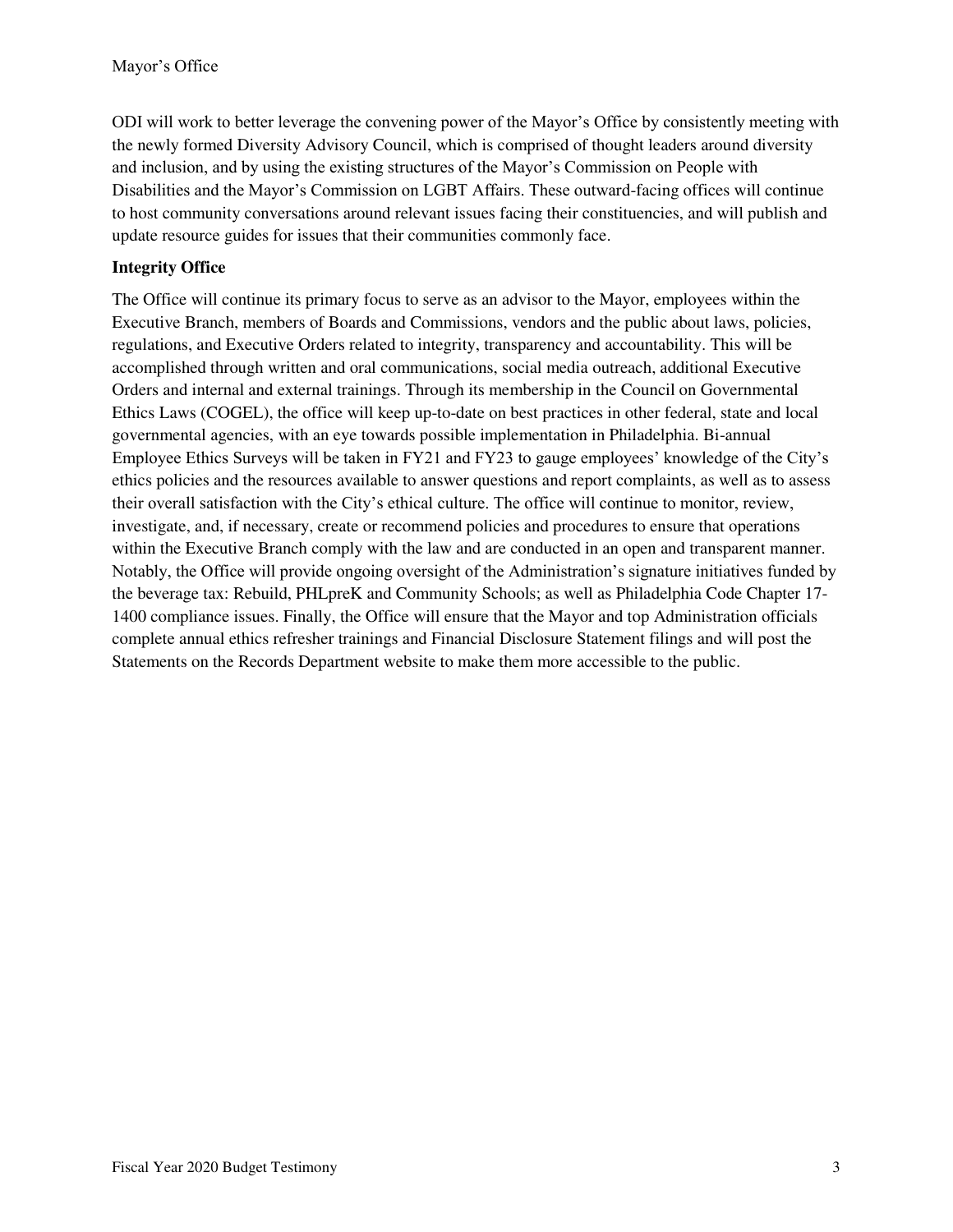ODI will work to better leverage the convening power of the Mayor's Office by consistently meeting with the newly formed Diversity Advisory Council, which is comprised of thought leaders around diversity and inclusion, and by using the existing structures of the Mayor's Commission on People with Disabilities and the Mayor's Commission on LGBT Affairs. These outward-facing offices will continue to host community conversations around relevant issues facing their constituencies, and will publish and update resource guides for issues that their communities commonly face.

**Integrity Office**

The Office will continue its primary focus to serve as an advisor to the Mayor, employees within the Executive Branch, members of Boards and Commissions, vendors and the public about laws, policies, regulations, and Executive Orders related to integrity, transparency and accountability. This will be accomplished through written and oral communications, social media outreach, additional Executive Orders and internal and external trainings. Through its membership in the Council on Governmental Ethics Laws (COGEL), the office will keep up-to-date on best practices in other federal, state and local governmental agencies, with an eye towards possible implementation in Philadelphia. Bi-annual Employee Ethics Surveys will be taken in FY21 and FY23 to gauge employees' knowledge of the City's ethics policies and the resources available to answer questions and report complaints, as well as to assess their overall satisfaction with the City's ethical culture. The office will continue to monitor, review, investigate, and, if necessary, create or recommend policies and procedures to ensure that operations within the Executive Branch comply with the law and are conducted in an open and transparent manner. Notably, the Office will provide ongoing oversight of the Administration's signature initiatives funded by the beverage tax: Rebuild, PHLpreK and Community Schools; as well as Philadelphia Code Chapter 17-1400 compliance issues. Finally, the Office will ensure that the Mayor and top Administration officials complete annual ethics refresher trainings and Financial Disclosure Statement filings and will post the Statements on the Records Department website to make them more accessible to the public.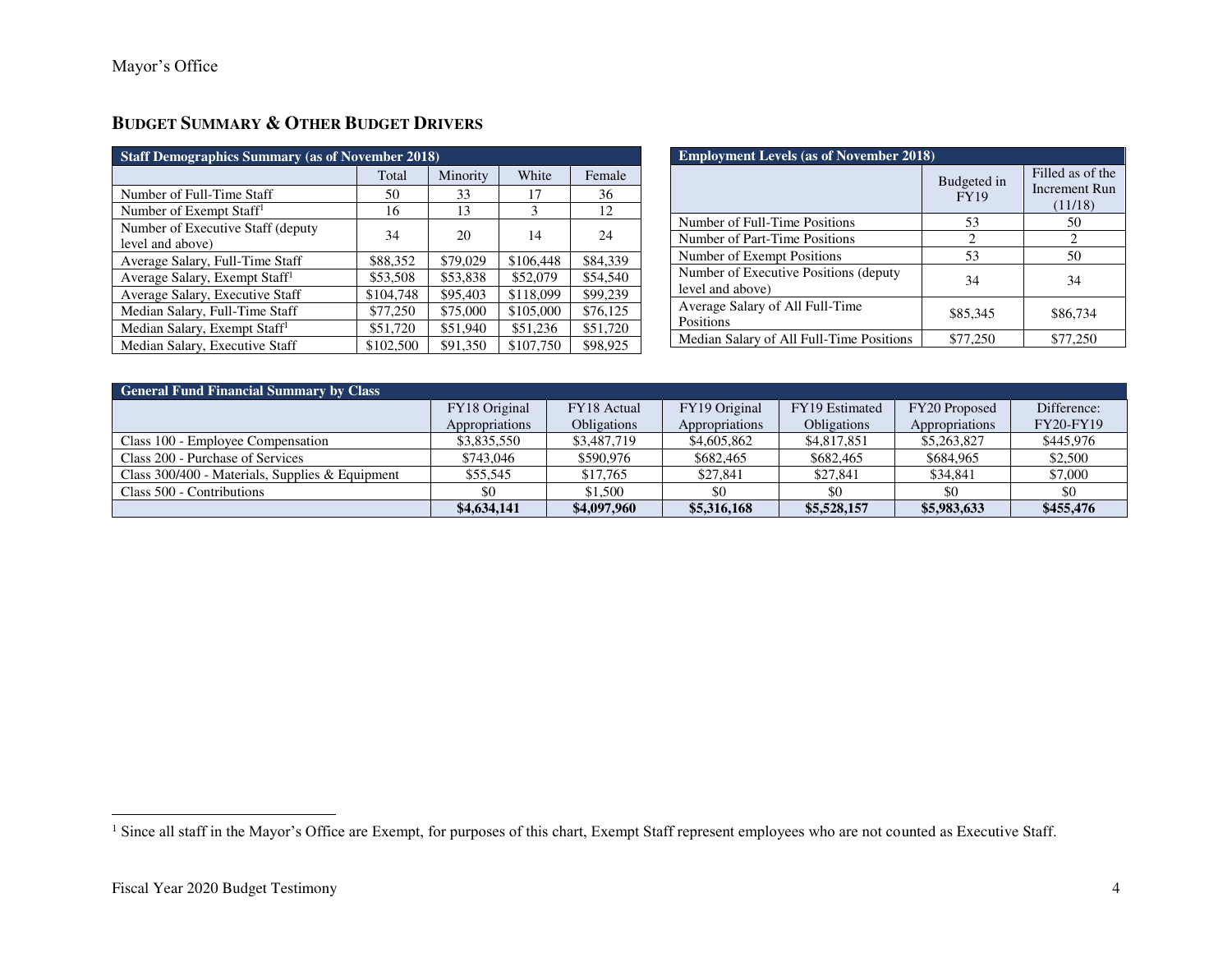## BUDGET SUMMARY & OTHER BUDGET DRIVERS

| Staff Demographics Summary (as of November 2018) | | | | |
|---|---|---|---|---|
| | Total | Minority | White | Female |
| Number of Full-Time Staff | 50 | 33 | 17 | 36 |
| Number of Exempt Staff[1] | 16 | 13 | 3 | 12 |
| Number of Executive Staff (deputy level and above) | 34 | 20 | 14 | 24 |
| Average Salary, Full-Time Staff | $88,352 | $79,029 | $106,448 | $84,339 |
| Average Salary, Exempt Staff[1] | $53,508 | $53,838 | $52,079 | $54,540 |
| Average Salary, Executive Staff | $104,748 | $95,403 | $118,099 | $99,239 |
| Median Salary, Full-Time Staff | $77,250 | $75,000 | $105,000 | $76,125 |
| Median Salary, Exempt Staff[1] | $51,720 | $51,940 | $51,236 | $51,720 |
| Median Salary, Executive Staff | $102,500 | $91,350 | $107,750 | $98,925 |

| Employment Levels (as of November 2018) | | |
|---|---|---|
| | Budgeted in FY19 | Filled as of the Increment Run (11/18) |
| Number of Full-Time Positions | 53 | 50 |
| Number of Part-Time Positions | 2 | 2 |
| Number of Exempt Positions | 53 | 50 |
| Number of Executive Positions (deputy level and above) | 34 | 34 |
| Average Salary of All Full-Time Positions | $85,345 | $86,734 |
| Median Salary of All Full-Time Positions | $77,250 | $77,250 |

| General Fund Financial Summary by Class | | | | | | |
|---|---|---|---|---|---|---|
| | FY18 Original Appropriations | FY18 Actual Obligations | FY19 Original Appropriations | FY19 Estimated Obligations | FY20 Proposed Appropriations | Difference: FY20-FY19 |
| Class 100 - Employee Compensation | $3,835,550 | $3,487,719 | $4,605,862 | $4,817,851 | $5,263,827 | $445,976 |
| Class 200 - Purchase of Services | $743,046 | $590,976 | $682,465 | $682,465 | $684,965 | $2,500 |
| Class 300/400 - Materials, Supplies & Equipment | $55,545 | $17,765 | $27,841 | $27,841 | $34,841 | $7,000 |
| Class 500 - Contributions | $0 | $1,500 | $0 | $0 | $0 | $0 |
| | **$4,634,141** | **$4,097,960** | **$5,316,168** | **$5,528,157** | **$5,983,633** | **$455,476** |

[1] Since all staff in the Mayor's Office are Exempt, for purposes of this chart, Exempt Staff represent employees who are not counted as Executive Staff.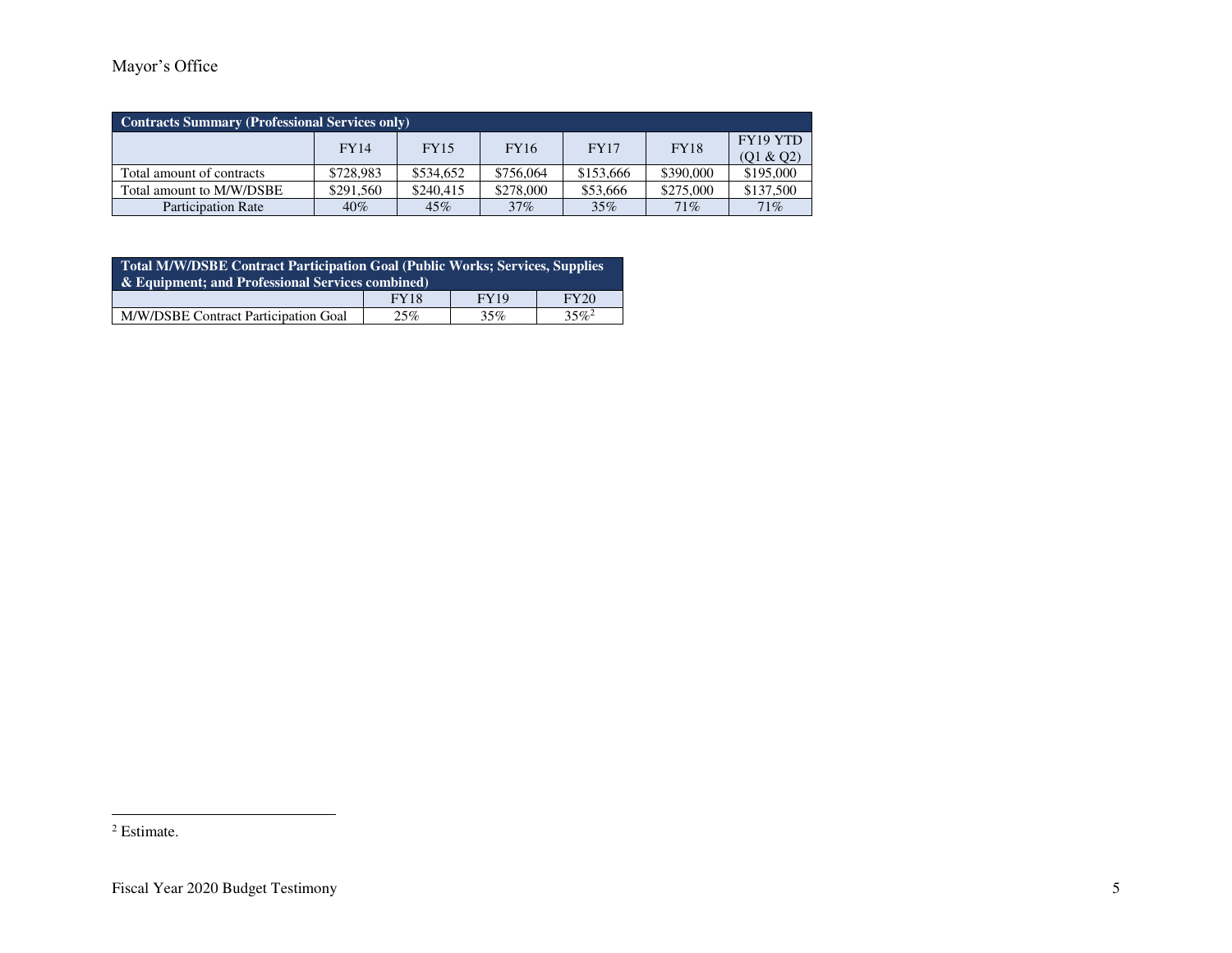Mayor's Office

| Contracts Summary (Professional Services only) | | | | | | |
|---|---|---|---|---|---|---|
| | FY14 | FY15 | FY16 | FY17 | FY18 | FY19 YTD (Q1 & Q2) |
| Total amount of contracts | $728,983 | $534,652 | $756,064 | $153,666 | $390,000 | $195,000 |
| Total amount to M/W/DSBE | $291,560 | $240,415 | $278,000 | $53,666 | $275,000 | $137,500 |
| Participation Rate | 40% | 45% | 37% | 35% | 71% | 71% |

| Total M/W/DSBE Contract Participation Goal (Public Works; Services, Supplies & Equipment; and Professional Services combined) | | | |
|---|---|---|---|
| | FY18 | FY19 | FY20 |
| M/W/DSBE Contract Participation Goal | 25% | 35% | 35%[2] |

[2] Estimate.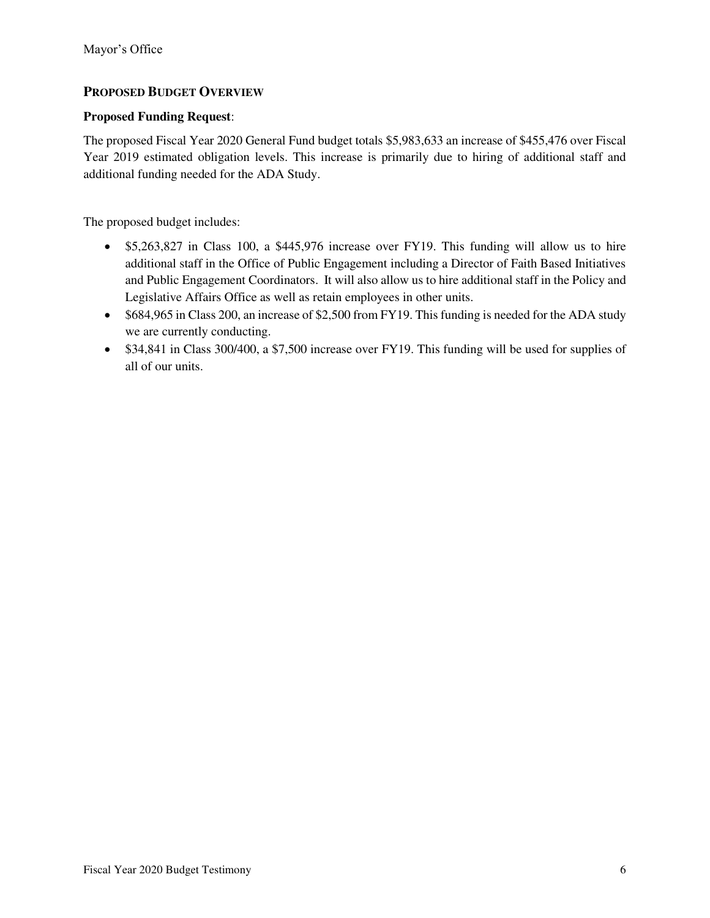## PROPOSED BUDGET OVERVIEW

**Proposed Funding Request**:

The proposed Fiscal Year 2020 General Fund budget totals $5,983,633 an increase of $455,476 over Fiscal Year 2019 estimated obligation levels. This increase is primarily due to hiring of additional staff and additional funding needed for the ADA Study.

The proposed budget includes:

- $5,263,827 in Class 100, a $445,976 increase over FY19. This funding will allow us to hire additional staff in the Office of Public Engagement including a Director of Faith Based Initiatives and Public Engagement Coordinators. It will also allow us to hire additional staff in the Policy and Legislative Affairs Office as well as retain employees in other units.
- $684,965 in Class 200, an increase of $2,500 from FY19. This funding is needed for the ADA study we are currently conducting.
- $34,841 in Class 300/400, a $7,500 increase over FY19. This funding will be used for supplies of all of our units.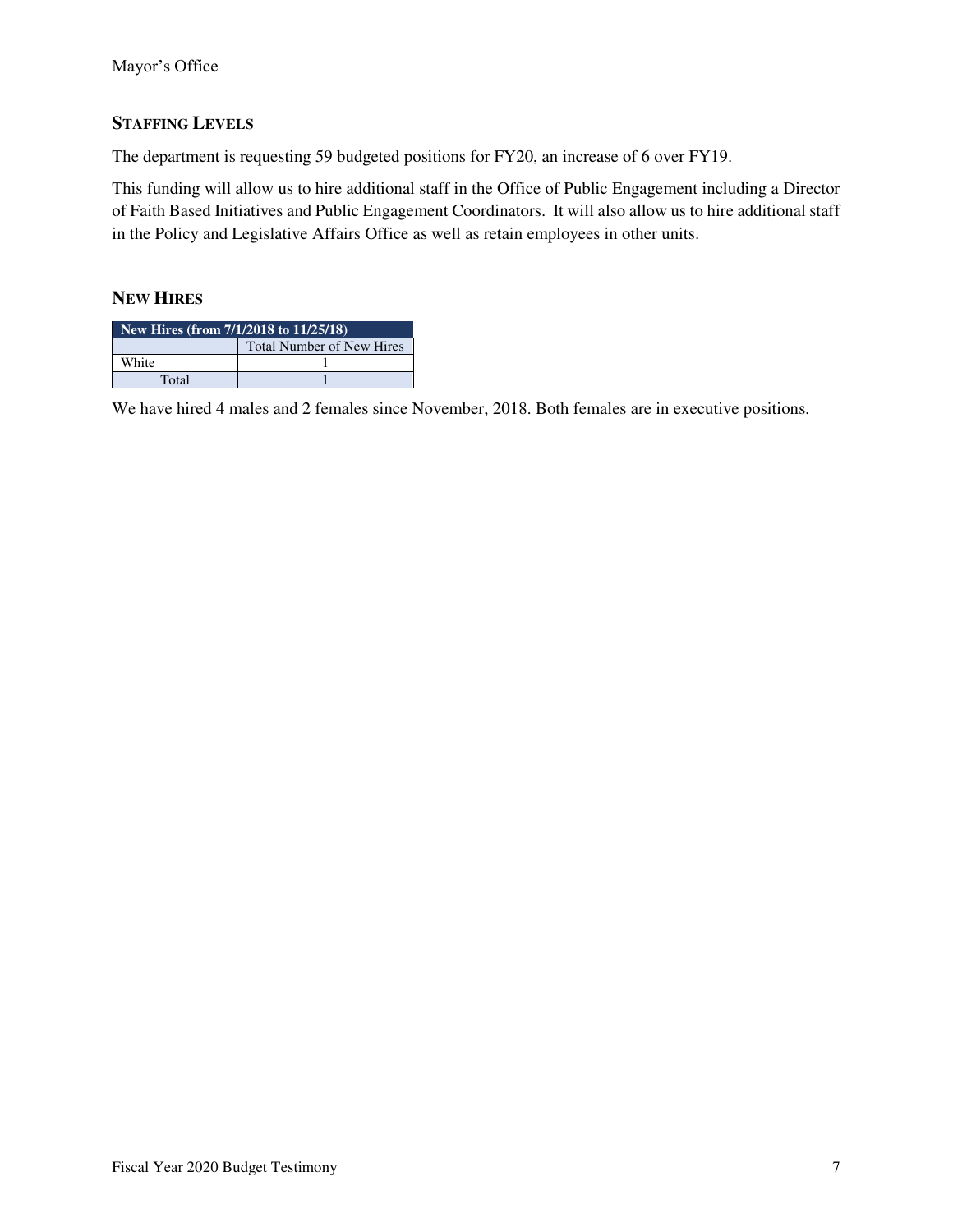## Staffing Levels

The department is requesting 59 budgeted positions for FY20, an increase of 6 over FY19.

This funding will allow us to hire additional staff in the Office of Public Engagement including a Director of Faith Based Initiatives and Public Engagement Coordinators. It will also allow us to hire additional staff in the Policy and Legislative Affairs Office as well as retain employees in other units.

## New Hires

| New Hires (from 7/1/2018 to 11/25/18) | |
|---|---|
| | Total Number of New Hires |
| White | 1 |
| Total | 1 |

We have hired 4 males and 2 females since November, 2018. Both females are in executive positions.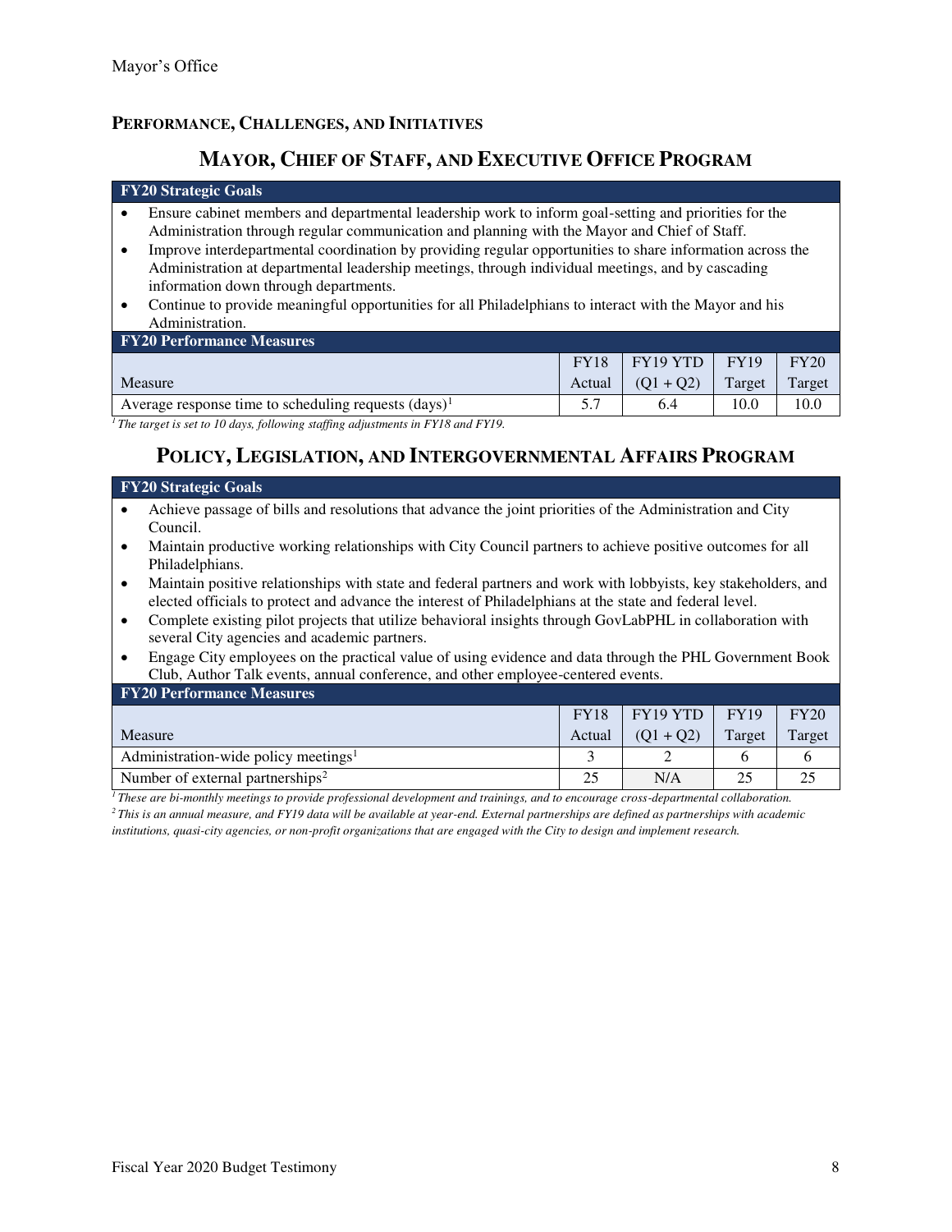## PERFORMANCE, CHALLENGES, AND INITIATIVES

### MAYOR, CHIEF OF STAFF, AND EXECUTIVE OFFICE PROGRAM

**FY20 Strategic Goals**

- Ensure cabinet members and departmental leadership work to inform goal-setting and priorities for the Administration through regular communication and planning with the Mayor and Chief of Staff.
- Improve interdepartmental coordination by providing regular opportunities to share information across the Administration at departmental leadership meetings, through individual meetings, and by cascading information down through departments.
- Continue to provide meaningful opportunities for all Philadelphians to interact with the Mayor and his Administration.

**FY20 Performance Measures**

| Measure | FY18 Actual | FY19 YTD (Q1 + Q2) | FY19 Target | FY20 Target |
|---|---|---|---|---|
| Average response time to scheduling requests (days)[1] | 5.7 | 6.4 | 10.0 | 10.0 |

*[1] The target is set to 10 days, following staffing adjustments in FY18 and FY19.*

### POLICY, LEGISLATION, AND INTERGOVERNMENTAL AFFAIRS PROGRAM

**FY20 Strategic Goals**

- Achieve passage of bills and resolutions that advance the joint priorities of the Administration and City Council.
- Maintain productive working relationships with City Council partners to achieve positive outcomes for all Philadelphians.
- Maintain positive relationships with state and federal partners and work with lobbyists, key stakeholders, and elected officials to protect and advance the interest of Philadelphians at the state and federal level.
- Complete existing pilot projects that utilize behavioral insights through GovLabPHL in collaboration with several City agencies and academic partners.
- Engage City employees on the practical value of using evidence and data through the PHL Government Book Club, Author Talk events, annual conference, and other employee-centered events.

**FY20 Performance Measures**

| Measure | FY18 Actual | FY19 YTD (Q1 + Q2) | FY19 Target | FY20 Target |
|---|---|---|---|---|
| Administration-wide policy meetings[1] | 3 | 2 | 6 | 6 |
| Number of external partnerships[2] | 25 | N/A | 25 | 25 |

*[1] These are bi-monthly meetings to provide professional development and trainings, and to encourage cross-departmental collaboration.*
*[2] This is an annual measure, and FY19 data will be available at year-end. External partnerships are defined as partnerships with academic institutions, quasi-city agencies, or non-profit organizations that are engaged with the City to design and implement research.*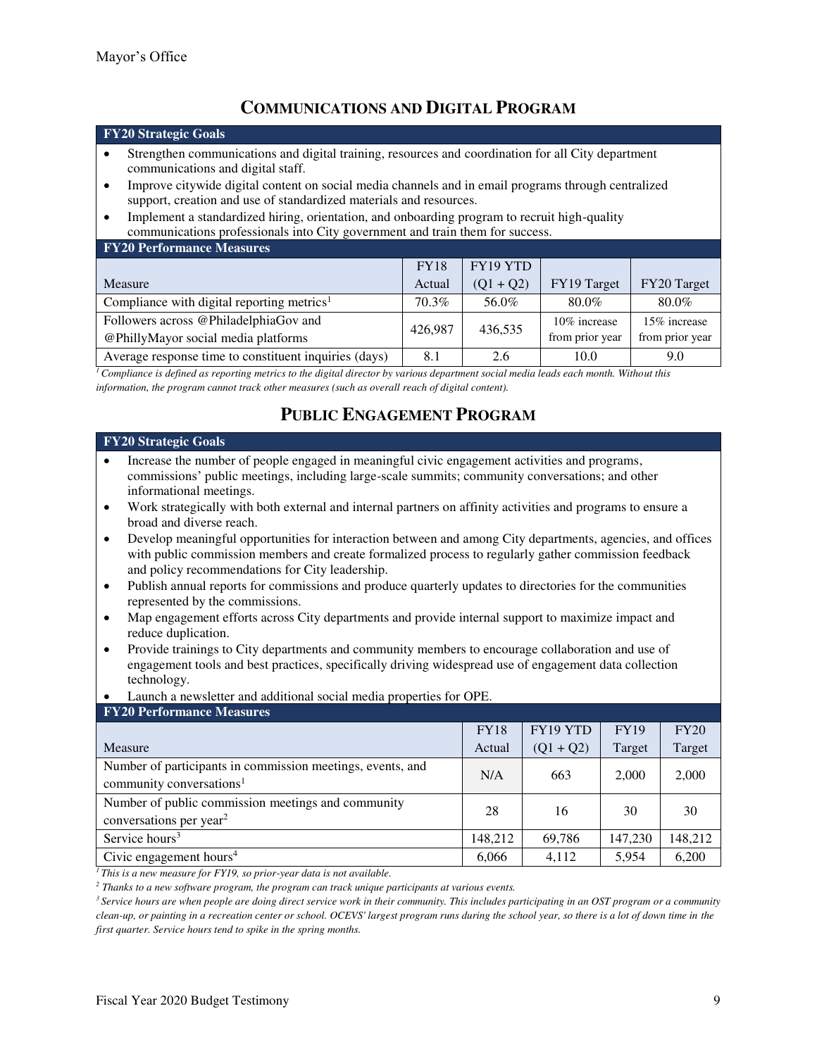Mayor's Office

## COMMUNICATIONS AND DIGITAL PROGRAM

**FY20 Strategic Goals**

- Strengthen communications and digital training, resources and coordination for all City department communications and digital staff.
- Improve citywide digital content on social media channels and in email programs through centralized support, creation and use of standardized materials and resources.
- Implement a standardized hiring, orientation, and onboarding program to recruit high-quality communications professionals into City government and train them for success.

**FY20 Performance Measures**

| Measure | FY18 Actual | FY19 YTD (Q1 + Q2) | FY19 Target | FY20 Target |
|---|---|---|---|---|
| Compliance with digital reporting metrics[1] | 70.3% | 56.0% | 80.0% | 80.0% |
| Followers across @PhiladelphiaGov and @PhillyMayor social media platforms | 426,987 | 436,535 | 10% increase from prior year | 15% increase from prior year |
| Average response time to constituent inquiries (days) | 8.1 | 2.6 | 10.0 | 9.0 |

*[1] Compliance is defined as reporting metrics to the digital director by various department social media leads each month. Without this information, the program cannot track other measures (such as overall reach of digital content).*

## PUBLIC ENGAGEMENT PROGRAM

**FY20 Strategic Goals**

- Increase the number of people engaged in meaningful civic engagement activities and programs, commissions' public meetings, including large-scale summits; community conversations; and other informational meetings.
- Work strategically with both external and internal partners on affinity activities and programs to ensure a broad and diverse reach.
- Develop meaningful opportunities for interaction between and among City departments, agencies, and offices with public commission members and create formalized process to regularly gather commission feedback and policy recommendations for City leadership.
- Publish annual reports for commissions and produce quarterly updates to directories for the communities represented by the commissions.
- Map engagement efforts across City departments and provide internal support to maximize impact and reduce duplication.
- Provide trainings to City departments and community members to encourage collaboration and use of engagement tools and best practices, specifically driving widespread use of engagement data collection technology.
- Launch a newsletter and additional social media properties for OPE.

**FY20 Performance Measures**

| Measure | FY18 Actual | FY19 YTD (Q1 + Q2) | FY19 Target | FY20 Target |
|---|---|---|---|---|
| Number of participants in commission meetings, events, and community conversations[1] | N/A | 663 | 2,000 | 2,000 |
| Number of public commission meetings and community conversations per year[2] | 28 | 16 | 30 | 30 |
| Service hours[3] | 148,212 | 69,786 | 147,230 | 148,212 |
| Civic engagement hours[4] | 6,066 | 4,112 | 5,954 | 6,200 |

*[1] This is a new measure for FY19, so prior-year data is not available.*

*[2] Thanks to a new software program, the program can track unique participants at various events.*

*[3] Service hours are when people are doing direct service work in their community. This includes participating in an OST program or a community clean-up, or painting in a recreation center or school. OCEVS' largest program runs during the school year, so there is a lot of down time in the first quarter. Service hours tend to spike in the spring months.*

Fiscal Year 2020 Budget Testimony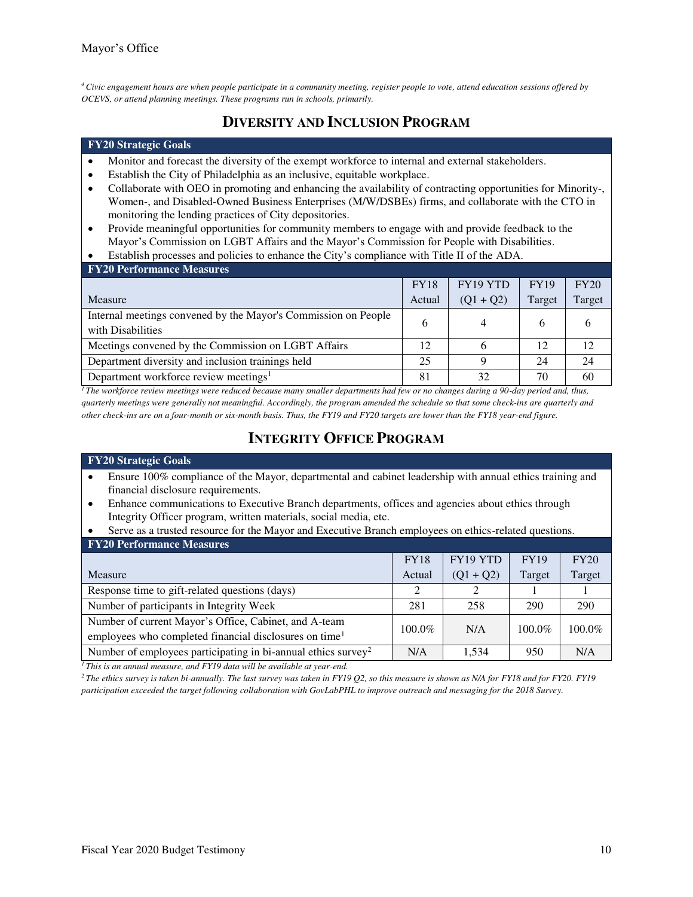[4] *Civic engagement hours are when people participate in a community meeting, register people to vote, attend education sessions offered by OCEVS, or attend planning meetings. These programs run in schools, primarily.*

## DIVERSITY AND INCLUSION PROGRAM

**FY20 Strategic Goals**

- Monitor and forecast the diversity of the exempt workforce to internal and external stakeholders.
- Establish the City of Philadelphia as an inclusive, equitable workplace.
- Collaborate with OEO in promoting and enhancing the availability of contracting opportunities for Minority-, Women-, and Disabled-Owned Business Enterprises (M/W/DSBEs) firms, and collaborate with the CTO in monitoring the lending practices of City depositories.
- Provide meaningful opportunities for community members to engage with and provide feedback to the Mayor's Commission on LGBT Affairs and the Mayor's Commission for People with Disabilities.
- Establish processes and policies to enhance the City's compliance with Title II of the ADA.

**FY20 Performance Measures**

| Measure | FY18 Actual | FY19 YTD (Q1 + Q2) | FY19 Target | FY20 Target |
|---|---|---|---|---|
| Internal meetings convened by the Mayor's Commission on People with Disabilities | 6 | 4 | 6 | 6 |
| Meetings convened by the Commission on LGBT Affairs | 12 | 6 | 12 | 12 |
| Department diversity and inclusion trainings held | 25 | 9 | 24 | 24 |
| Department workforce review meetings[1] | 81 | 32 | 70 | 60 |

[1] *The workforce review meetings were reduced because many smaller departments had few or no changes during a 90-day period and, thus, quarterly meetings were generally not meaningful. Accordingly, the program amended the schedule so that some check-ins are quarterly and other check-ins are on a four-month or six-month basis. Thus, the FY19 and FY20 targets are lower than the FY18 year-end figure.*

## INTEGRITY OFFICE PROGRAM

**FY20 Strategic Goals**

- Ensure 100% compliance of the Mayor, departmental and cabinet leadership with annual ethics training and financial disclosure requirements.
- Enhance communications to Executive Branch departments, offices and agencies about ethics through Integrity Officer program, written materials, social media, etc.
- Serve as a trusted resource for the Mayor and Executive Branch employees on ethics-related questions.

**FY20 Performance Measures**

| Measure | FY18 Actual | FY19 YTD (Q1 + Q2) | FY19 Target | FY20 Target |
|---|---|---|---|---|
| Response time to gift-related questions (days) | 2 | 2 | 1 | 1 |
| Number of participants in Integrity Week | 281 | 258 | 290 | 290 |
| Number of current Mayor's Office, Cabinet, and A-team employees who completed financial disclosures on time[1] | 100.0% | N/A | 100.0% | 100.0% |
| Number of employees participating in bi-annual ethics survey[2] | N/A | 1,534 | 950 | N/A |

[1] *This is an annual measure, and FY19 data will be available at year-end.*

[2] *The ethics survey is taken bi-annually. The last survey was taken in FY19 Q2, so this measure is shown as N/A for FY18 and for FY20. FY19 participation exceeded the target following collaboration with GovLabPHL to improve outreach and messaging for the 2018 Survey.*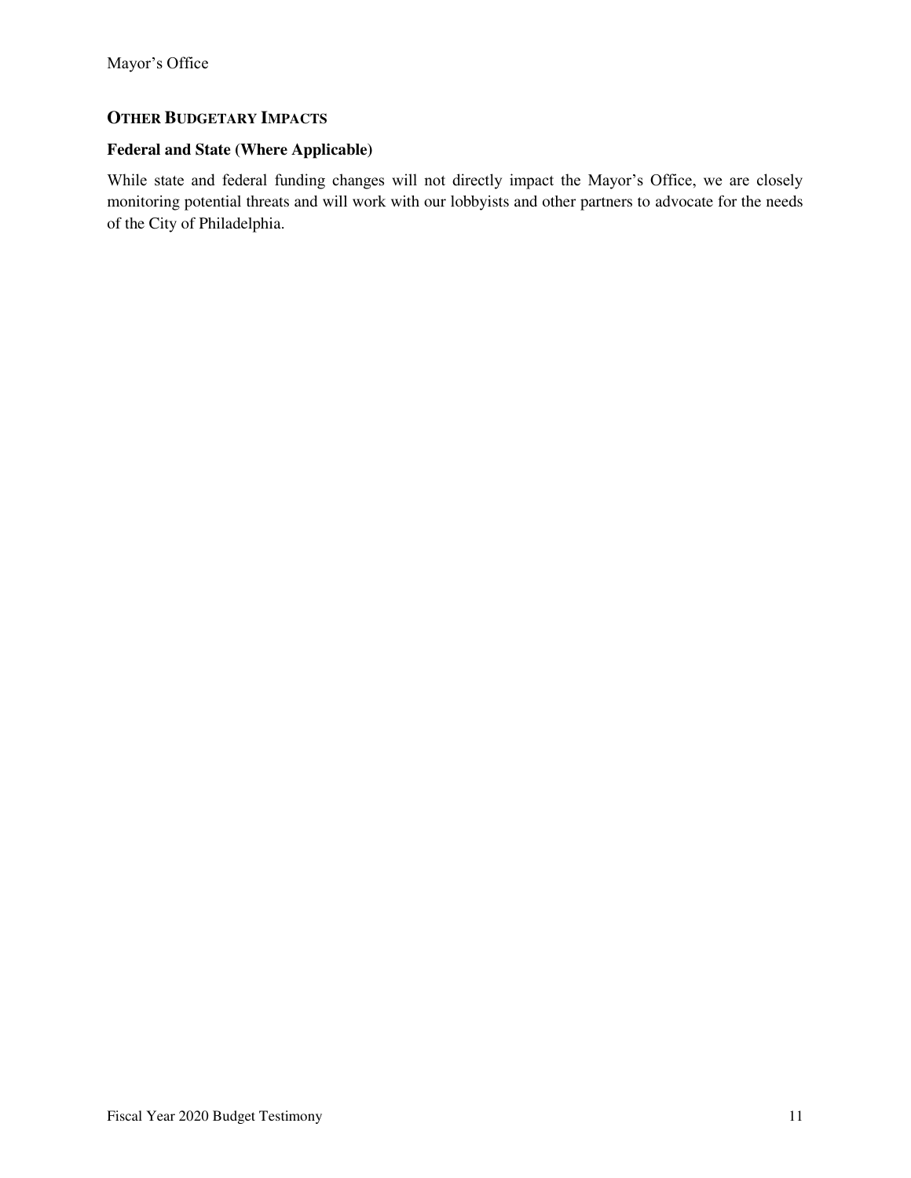## OTHER BUDGETARY IMPACTS

### Federal and State (Where Applicable)

While state and federal funding changes will not directly impact the Mayor's Office, we are closely monitoring potential threats and will work with our lobbyists and other partners to advocate for the needs of the City of Philadelphia.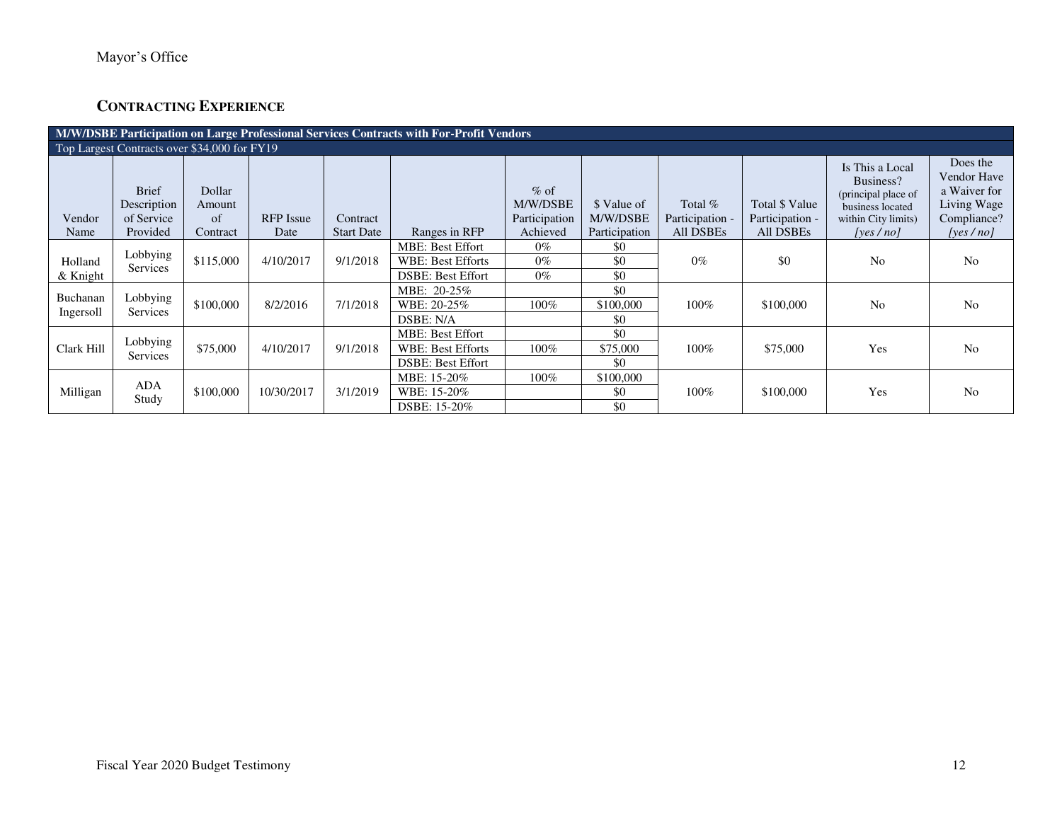Mayor's Office

## CONTRACTING EXPERIENCE

| M/W/DSBE Participation on Large Professional Services Contracts with For-Profit Vendors | | | | | | | | | | | |
|---|---|---|---|---|---|---|---|---|---|---|---|
| Top Largest Contracts over $34,000 for FY19 | | | | | | | | | | | |
| Vendor Name | Brief Description of Service Provided | Dollar Amount of Contract | RFP Issue Date | Contract Start Date | Ranges in RFP | % of M/W/DSBE Participation Achieved | $ Value of M/W/DSBE Participation | Total % Participation - All DSBEs | Total $ Value Participation - All DSBEs | Is This a Local Business? (principal place of business located within City limits) *[yes / no]* | Does the Vendor Have a Waiver for Living Wage Compliance? *[yes / no]* |
| Holland & Knight | Lobbying Services | $115,000 | 4/10/2017 | 9/1/2018 | MBE: Best Effort | 0% | $0 | 0% | $0 | No | No |
| | | | | | WBE: Best Efforts | 0% | $0 | | | | |
| | | | | | DSBE: Best Effort | 0% | $0 | | | | |
| Buchanan Ingersoll | Lobbying Services | $100,000 | 8/2/2016 | 7/1/2018 | MBE: 20-25% | | $0 | 100% | $100,000 | No | No |
| | | | | | WBE: 20-25% | 100% | $100,000 | | | | |
| | | | | | DSBE: N/A | | $0 | | | | |
| Clark Hill | Lobbying Services | $75,000 | 4/10/2017 | 9/1/2018 | MBE: Best Effort | | $0 | 100% | $75,000 | Yes | No |
| | | | | | WBE: Best Efforts | 100% | $75,000 | | | | |
| | | | | | DSBE: Best Effort | | $0 | | | | |
| Milligan | ADA Study | $100,000 | 10/30/2017 | 3/1/2019 | MBE: 15-20% | 100% | $100,000 | 100% | $100,000 | Yes | No |
| | | | | | WBE: 15-20% | | $0 | | | | |
| | | | | | DSBE: 15-20% | | $0 | | | | |

Fiscal Year 2020 Budget Testimony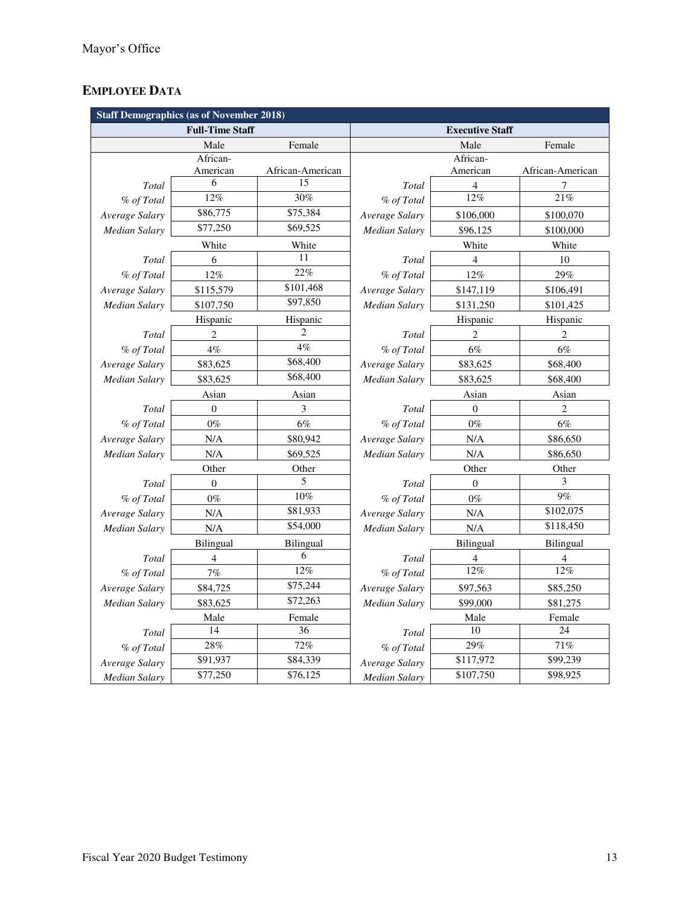Mayor's Office

## EMPLOYEE DATA

| Staff Demographics (as of November 2018) | | | | | |
|---|---|---|---|---|---|
| **Full-Time Staff** | | | **Executive Staff** | | |
| | Male | Female | | Male | Female |
| | African-American | African-American | | African-American | African-American |
| *Total* | 6 | 15 | *Total* | 4 | 7 |
| *% of Total* | 12% | 30% | *% of Total* | 12% | 21% |
| *Average Salary* | $86,775 | $75,384 | *Average Salary* | $106,000 | $100,070 |
| *Median Salary* | $77,250 | $69,525 | *Median Salary* | $96,125 | $100,000 |
| | White | White | | White | White |
| *Total* | 6 | 11 | *Total* | 4 | 10 |
| *% of Total* | 12% | 22% | *% of Total* | 12% | 29% |
| *Average Salary* | $115,579 | $101,468 | *Average Salary* | $147,119 | $106,491 |
| *Median Salary* | $107,750 | $97,850 | *Median Salary* | $131,250 | $101,425 |
| | Hispanic | Hispanic | | Hispanic | Hispanic |
| *Total* | 2 | 2 | *Total* | 2 | 2 |
| *% of Total* | 4% | 4% | *% of Total* | 6% | 6% |
| *Average Salary* | $83,625 | $68,400 | *Average Salary* | $83,625 | $68,400 |
| *Median Salary* | $83,625 | $68,400 | *Median Salary* | $83,625 | $68,400 |
| | Asian | Asian | | Asian | Asian |
| *Total* | 0 | 3 | *Total* | 0 | 2 |
| *% of Total* | 0% | 6% | *% of Total* | 0% | 6% |
| *Average Salary* | N/A | $80,942 | *Average Salary* | N/A | $86,650 |
| *Median Salary* | N/A | $69,525 | *Median Salary* | N/A | $86,650 |
| | Other | Other | | Other | Other |
| *Total* | 0 | 5 | *Total* | 0 | 3 |
| *% of Total* | 0% | 10% | *% of Total* | 0% | 9% |
| *Average Salary* | N/A | $81,933 | *Average Salary* | N/A | $102,075 |
| *Median Salary* | N/A | $54,000 | *Median Salary* | N/A | $118,450 |
| | Bilingual | Bilingual | | Bilingual | Bilingual |
| *Total* | 4 | 6 | *Total* | 4 | 4 |
| *% of Total* | 7% | 12% | *% of Total* | 12% | 12% |
| *Average Salary* | $84,725 | $75,244 | *Average Salary* | $97,563 | $85,250 |
| *Median Salary* | $83,625 | $72,263 | *Median Salary* | $99,000 | $81,275 |
| | Male | Female | | Male | Female |
| *Total* | 14 | 36 | *Total* | 10 | 24 |
| *% of Total* | 28% | 72% | *% of Total* | 29% | 71% |
| *Average Salary* | $91,937 | $84,339 | *Average Salary* | $117,972 | $99,239 |
| *Median Salary* | $77,250 | $76,125 | *Median Salary* | $107,750 | $98,925 |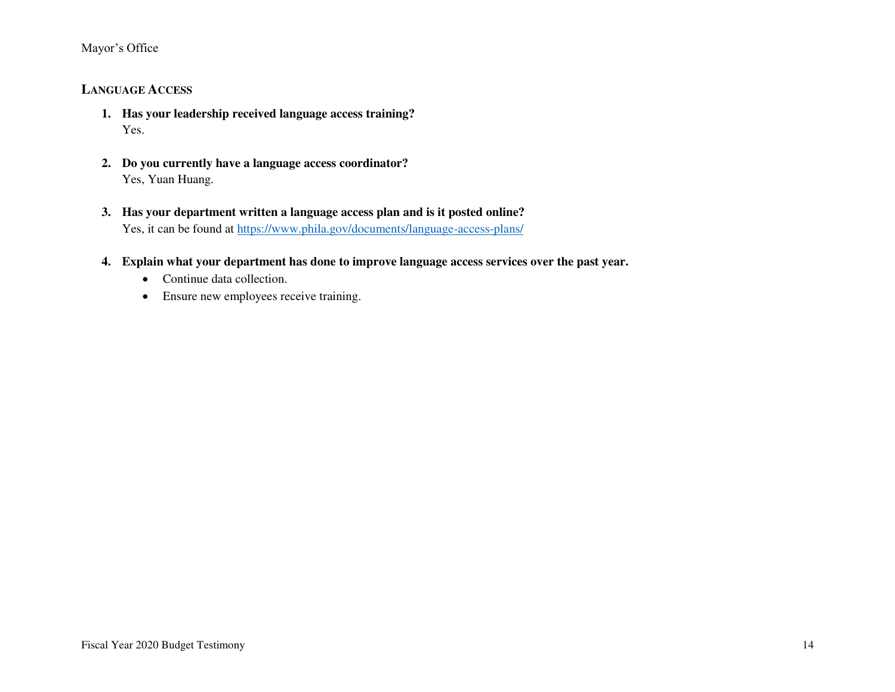## Language Access

1. **Has your leadership received language access training?**
   Yes.

2. **Do you currently have a language access coordinator?**
   Yes, Yuan Huang.

3. **Has your department written a language access plan and is it posted online?**
   Yes, it can be found at [https://www.phila.gov/documents/language-access-plans/](https://www.phila.gov/documents/language-access-plans/)

4. **Explain what your department has done to improve language access services over the past year.**
   - Continue data collection.
   - Ensure new employees receive training.